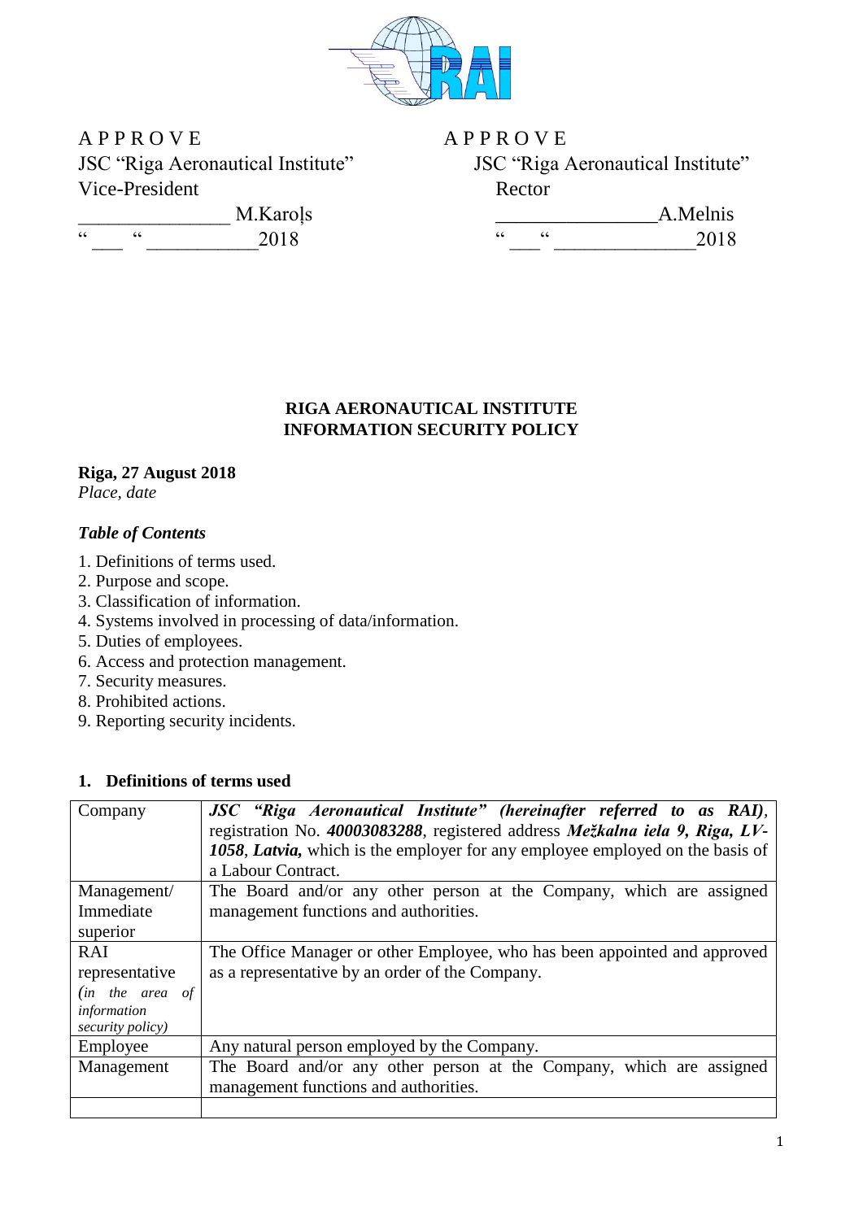| A P P R O V E | A P P R O V E |
|---|---|
| JSC "Riga Aeronautical Institute" | JSC "Riga Aeronautical Institute" |
| Vice-President | Rector |
| _______________ M.Karoļs | ________________A.Melnis |
| "___ " ___________2018 | "___" ______________2018 |

**RIGA AERONAUTICAL INSTITUTE**
**INFORMATION SECURITY POLICY**

**Riga, 27 August 2018**
*Place, date*

*Table of Contents*

1. Definitions of terms used.
2. Purpose and scope.
3. Classification of information.
4. Systems involved in processing of data/information.
5. Duties of employees.
6. Access and protection management.
7. Security measures.
8. Prohibited actions.
9. Reporting security incidents.

## 1. Definitions of terms used

| Company | ***JSC "Riga Aeronautical Institute" (hereinafter referred to as RAI)***, registration No. ***40003083288***, registered address ***Mežkalna iela 9, Riga, LV-1058***, ***Latvia,*** which is the employer for any employee employed on the basis of a Labour Contract. |
|---|---|
| Management/ Immediate superior | The Board and/or any other person at the Company, which are assigned management functions and authorities. |
| RAI representative *(in the area of information security policy)* | The Office Manager or other Employee, who has been appointed and approved as a representative by an order of the Company. |
| Employee | Any natural person employed by the Company. |
| Management | The Board and/or any other person at the Company, which are assigned management functions and authorities. |
| | |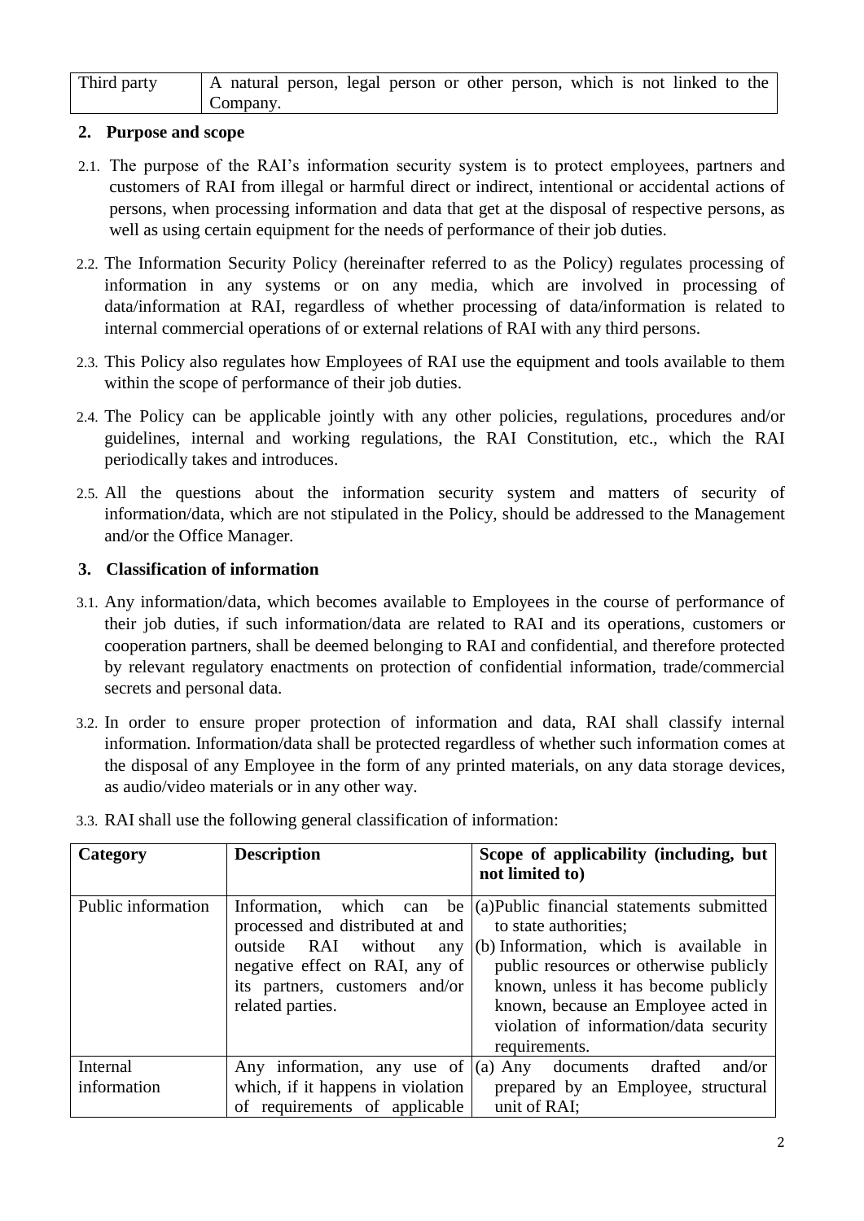| Third party | A natural person, legal person or other person, which is not linked to the Company. |
|---|---|

## 2. Purpose and scope

2.1. The purpose of the RAI's information security system is to protect employees, partners and customers of RAI from illegal or harmful direct or indirect, intentional or accidental actions of persons, when processing information and data that get at the disposal of respective persons, as well as using certain equipment for the needs of performance of their job duties.

2.2. The Information Security Policy (hereinafter referred to as the Policy) regulates processing of information in any systems or on any media, which are involved in processing of data/information at RAI, regardless of whether processing of data/information is related to internal commercial operations of or external relations of RAI with any third persons.

2.3. This Policy also regulates how Employees of RAI use the equipment and tools available to them within the scope of performance of their job duties.

2.4. The Policy can be applicable jointly with any other policies, regulations, procedures and/or guidelines, internal and working regulations, the RAI Constitution, etc., which the RAI periodically takes and introduces.

2.5. All the questions about the information security system and matters of security of information/data, which are not stipulated in the Policy, should be addressed to the Management and/or the Office Manager.

## 3. Classification of information

3.1. Any information/data, which becomes available to Employees in the course of performance of their job duties, if such information/data are related to RAI and its operations, customers or cooperation partners, shall be deemed belonging to RAI and confidential, and therefore protected by relevant regulatory enactments on protection of confidential information, trade/commercial secrets and personal data.

3.2. In order to ensure proper protection of information and data, RAI shall classify internal information. Information/data shall be protected regardless of whether such information comes at the disposal of any Employee in the form of any printed materials, on any data storage devices, as audio/video materials or in any other way.

3.3. RAI shall use the following general classification of information:

| Category | Description | Scope of applicability (including, but not limited to) |
|---|---|---|
| Public information | Information, which can be processed and distributed at and outside RAI without any negative effect on RAI, any of its partners, customers and/or related parties. | (a) Public financial statements submitted to state authorities;<br>(b) Information, which is available in public resources or otherwise publicly known, unless it has become publicly known, because an Employee acted in violation of information/data security requirements. |
| Internal information | Any information, any use of which, if it happens in violation of requirements of applicable | (a) Any documents drafted and/or prepared by an Employee, structural unit of RAI; |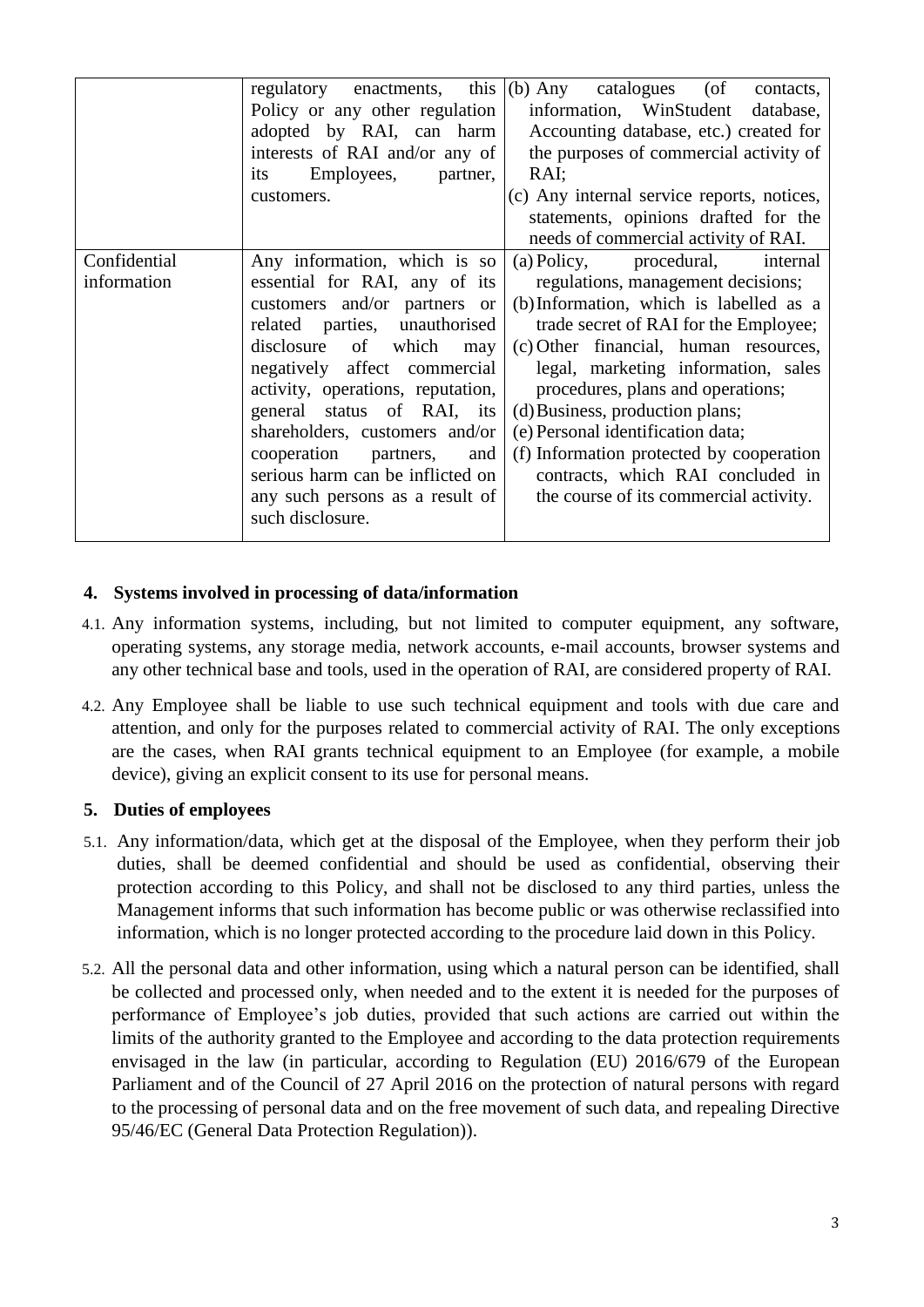| | | |
|---|---|---|
| | regulatory enactments, this Policy or any other regulation adopted by RAI, can harm interests of RAI and/or any of its Employees, partner, customers. | (b) Any catalogues (of contacts, information, WinStudent database, Accounting database, etc.) created for the purposes of commercial activity of RAI;<br>(c) Any internal service reports, notices, statements, opinions drafted for the needs of commercial activity of RAI. |
| Confidential information | Any information, which is so essential for RAI, any of its customers and/or partners or related parties, unauthorised disclosure of which may negatively affect commercial activity, operations, reputation, general status of RAI, its shareholders, customers and/or cooperation partners, and serious harm can be inflicted on any such persons as a result of such disclosure. | (a) Policy, procedural, internal regulations, management decisions;<br>(b) Information, which is labelled as a trade secret of RAI for the Employee;<br>(c) Other financial, human resources, legal, marketing information, sales procedures, plans and operations;<br>(d) Business, production plans;<br>(e) Personal identification data;<br>(f) Information protected by cooperation contracts, which RAI concluded in the course of its commercial activity. |

## 4. Systems involved in processing of data/information

4.1. Any information systems, including, but not limited to computer equipment, any software, operating systems, any storage media, network accounts, e-mail accounts, browser systems and any other technical base and tools, used in the operation of RAI, are considered property of RAI.

4.2. Any Employee shall be liable to use such technical equipment and tools with due care and attention, and only for the purposes related to commercial activity of RAI. The only exceptions are the cases, when RAI grants technical equipment to an Employee (for example, a mobile device), giving an explicit consent to its use for personal means.

## 5. Duties of employees

5.1. Any information/data, which get at the disposal of the Employee, when they perform their job duties, shall be deemed confidential and should be used as confidential, observing their protection according to this Policy, and shall not be disclosed to any third parties, unless the Management informs that such information has become public or was otherwise reclassified into information, which is no longer protected according to the procedure laid down in this Policy.

5.2. All the personal data and other information, using which a natural person can be identified, shall be collected and processed only, when needed and to the extent it is needed for the purposes of performance of Employee's job duties, provided that such actions are carried out within the limits of the authority granted to the Employee and according to the data protection requirements envisaged in the law (in particular, according to Regulation (EU) 2016/679 of the European Parliament and of the Council of 27 April 2016 on the protection of natural persons with regard to the processing of personal data and on the free movement of such data, and repealing Directive 95/46/EC (General Data Protection Regulation)).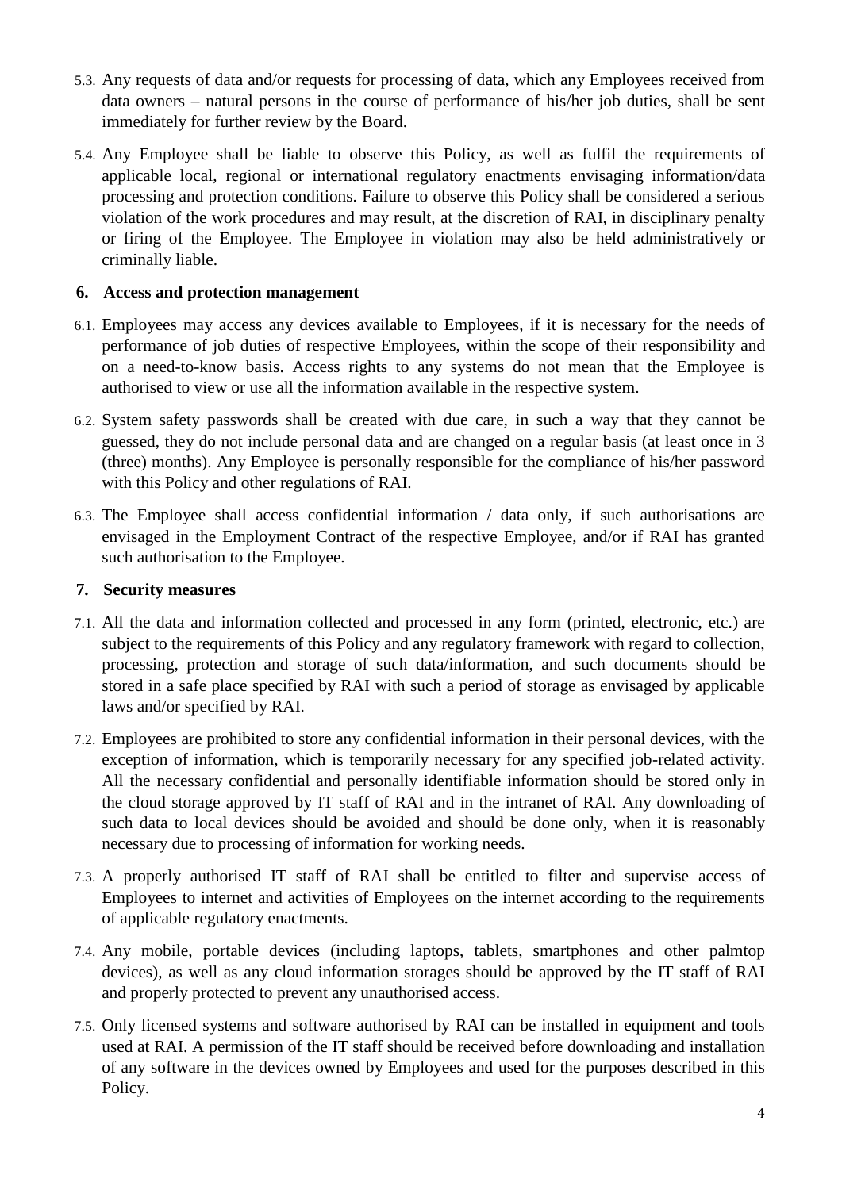5.3. Any requests of data and/or requests for processing of data, which any Employees received from data owners – natural persons in the course of performance of his/her job duties, shall be sent immediately for further review by the Board.

5.4. Any Employee shall be liable to observe this Policy, as well as fulfil the requirements of applicable local, regional or international regulatory enactments envisaging information/data processing and protection conditions. Failure to observe this Policy shall be considered a serious violation of the work procedures and may result, at the discretion of RAI, in disciplinary penalty or firing of the Employee. The Employee in violation may also be held administratively or criminally liable.

## 6. Access and protection management

6.1. Employees may access any devices available to Employees, if it is necessary for the needs of performance of job duties of respective Employees, within the scope of their responsibility and on a need-to-know basis. Access rights to any systems do not mean that the Employee is authorised to view or use all the information available in the respective system.

6.2. System safety passwords shall be created with due care, in such a way that they cannot be guessed, they do not include personal data and are changed on a regular basis (at least once in 3 (three) months). Any Employee is personally responsible for the compliance of his/her password with this Policy and other regulations of RAI.

6.3. The Employee shall access confidential information / data only, if such authorisations are envisaged in the Employment Contract of the respective Employee, and/or if RAI has granted such authorisation to the Employee.

## 7. Security measures

7.1. All the data and information collected and processed in any form (printed, electronic, etc.) are subject to the requirements of this Policy and any regulatory framework with regard to collection, processing, protection and storage of such data/information, and such documents should be stored in a safe place specified by RAI with such a period of storage as envisaged by applicable laws and/or specified by RAI.

7.2. Employees are prohibited to store any confidential information in their personal devices, with the exception of information, which is temporarily necessary for any specified job-related activity. All the necessary confidential and personally identifiable information should be stored only in the cloud storage approved by IT staff of RAI and in the intranet of RAI. Any downloading of such data to local devices should be avoided and should be done only, when it is reasonably necessary due to processing of information for working needs.

7.3. A properly authorised IT staff of RAI shall be entitled to filter and supervise access of Employees to internet and activities of Employees on the internet according to the requirements of applicable regulatory enactments.

7.4. Any mobile, portable devices (including laptops, tablets, smartphones and other palmtop devices), as well as any cloud information storages should be approved by the IT staff of RAI and properly protected to prevent any unauthorised access.

7.5. Only licensed systems and software authorised by RAI can be installed in equipment and tools used at RAI. A permission of the IT staff should be received before downloading and installation of any software in the devices owned by Employees and used for the purposes described in this Policy.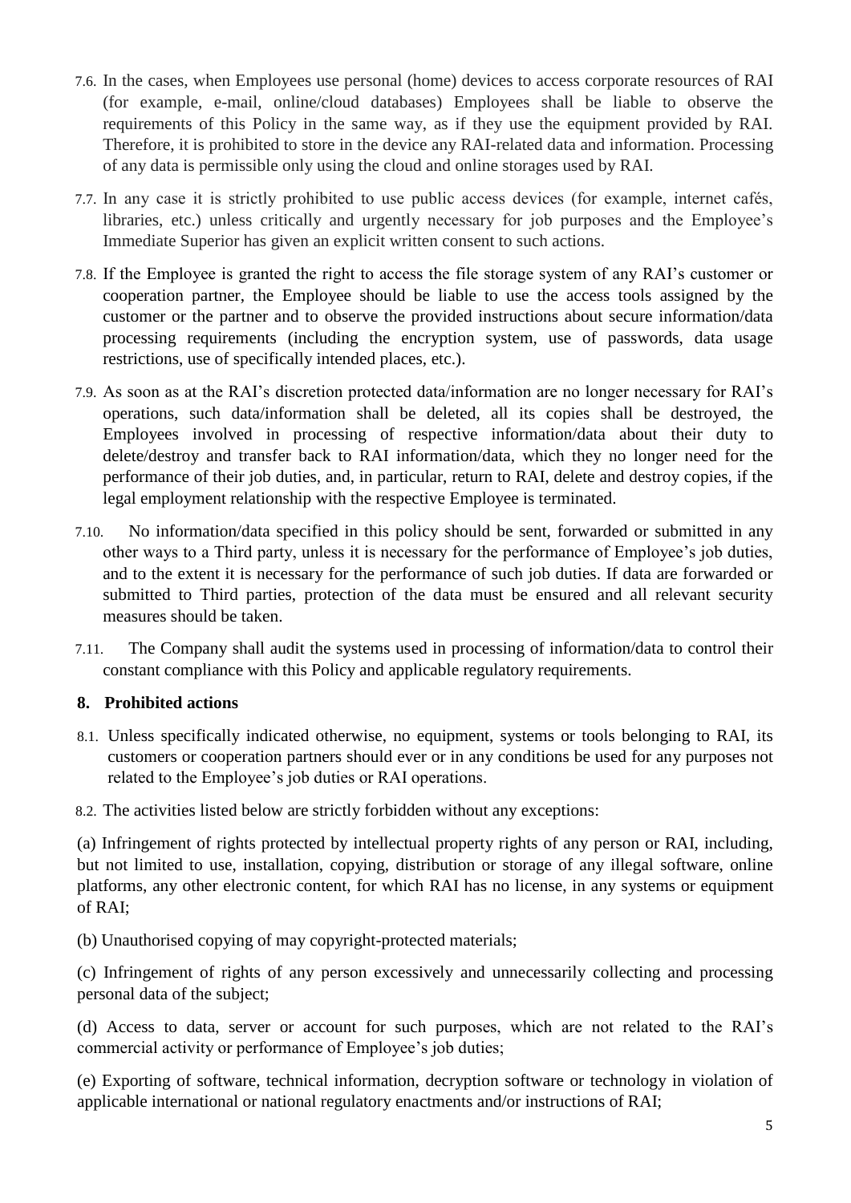7.6. In the cases, when Employees use personal (home) devices to access corporate resources of RAI (for example, e-mail, online/cloud databases) Employees shall be liable to observe the requirements of this Policy in the same way, as if they use the equipment provided by RAI. Therefore, it is prohibited to store in the device any RAI-related data and information. Processing of any data is permissible only using the cloud and online storages used by RAI.

7.7. In any case it is strictly prohibited to use public access devices (for example, internet cafés, libraries, etc.) unless critically and urgently necessary for job purposes and the Employee's Immediate Superior has given an explicit written consent to such actions.

7.8. If the Employee is granted the right to access the file storage system of any RAI's customer or cooperation partner, the Employee should be liable to use the access tools assigned by the customer or the partner and to observe the provided instructions about secure information/data processing requirements (including the encryption system, use of passwords, data usage restrictions, use of specifically intended places, etc.).

7.9. As soon as at the RAI's discretion protected data/information are no longer necessary for RAI's operations, such data/information shall be deleted, all its copies shall be destroyed, the Employees involved in processing of respective information/data about their duty to delete/destroy and transfer back to RAI information/data, which they no longer need for the performance of their job duties, and, in particular, return to RAI, delete and destroy copies, if the legal employment relationship with the respective Employee is terminated.

7.10. No information/data specified in this policy should be sent, forwarded or submitted in any other ways to a Third party, unless it is necessary for the performance of Employee's job duties, and to the extent it is necessary for the performance of such job duties. If data are forwarded or submitted to Third parties, protection of the data must be ensured and all relevant security measures should be taken.

7.11. The Company shall audit the systems used in processing of information/data to control their constant compliance with this Policy and applicable regulatory requirements.

## 8. Prohibited actions

8.1. Unless specifically indicated otherwise, no equipment, systems or tools belonging to RAI, its customers or cooperation partners should ever or in any conditions be used for any purposes not related to the Employee's job duties or RAI operations.

8.2. The activities listed below are strictly forbidden without any exceptions:

(a) Infringement of rights protected by intellectual property rights of any person or RAI, including, but not limited to use, installation, copying, distribution or storage of any illegal software, online platforms, any other electronic content, for which RAI has no license, in any systems or equipment of RAI;

(b) Unauthorised copying of may copyright-protected materials;

(c) Infringement of rights of any person excessively and unnecessarily collecting and processing personal data of the subject;

(d) Access to data, server or account for such purposes, which are not related to the RAI's commercial activity or performance of Employee's job duties;

(e) Exporting of software, technical information, decryption software or technology in violation of applicable international or national regulatory enactments and/or instructions of RAI;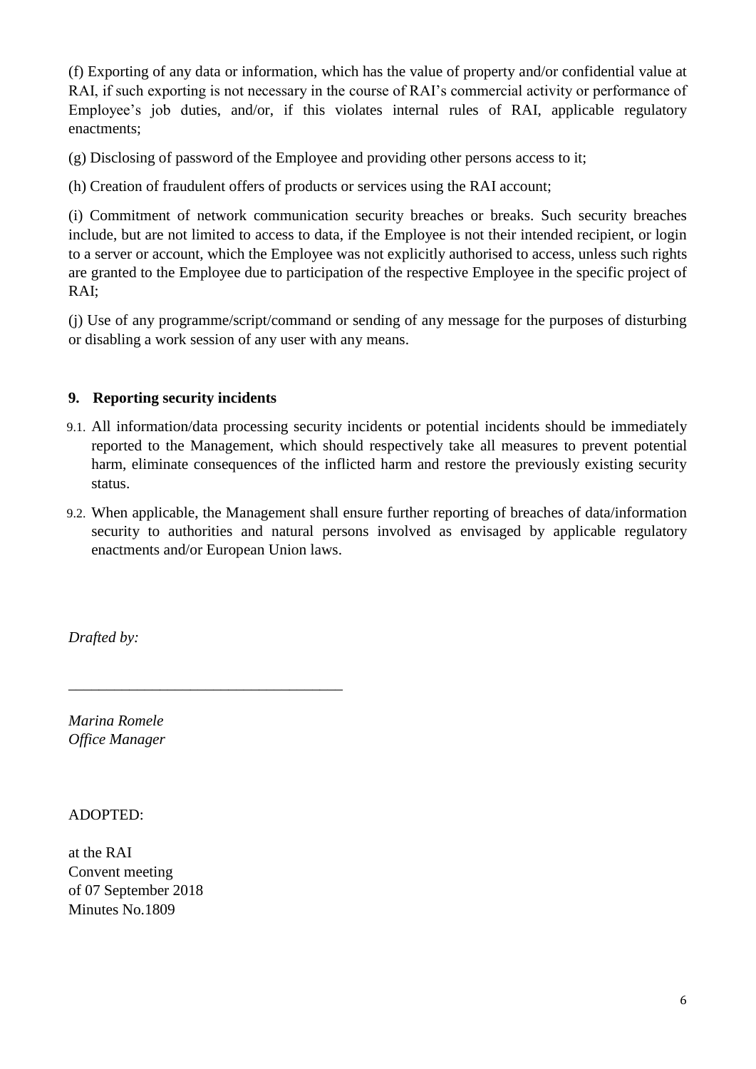(f) Exporting of any data or information, which has the value of property and/or confidential value at RAI, if such exporting is not necessary in the course of RAI's commercial activity or performance of Employee's job duties, and/or, if this violates internal rules of RAI, applicable regulatory enactments;

(g) Disclosing of password of the Employee and providing other persons access to it;

(h) Creation of fraudulent offers of products or services using the RAI account;

(i) Commitment of network communication security breaches or breaks. Such security breaches include, but are not limited to access to data, if the Employee is not their intended recipient, or login to a server or account, which the Employee was not explicitly authorised to access, unless such rights are granted to the Employee due to participation of the respective Employee in the specific project of RAI;

(j) Use of any programme/script/command or sending of any message for the purposes of disturbing or disabling a work session of any user with any means.

## 9. Reporting security incidents

9.1. All information/data processing security incidents or potential incidents should be immediately reported to the Management, which should respectively take all measures to prevent potential harm, eliminate consequences of the inflicted harm and restore the previously existing security status.

9.2. When applicable, the Management shall ensure further reporting of breaches of data/information security to authorities and natural persons involved as envisaged by applicable regulatory enactments and/or European Union laws.

*Drafted by:*

\_\_\_\_\_\_\_\_\_\_\_\_\_\_\_\_\_\_\_\_\_\_\_\_\_\_\_\_\_\_\_\_\_\_\_\_

*Marina Romele*
*Office Manager*

ADOPTED:

at the RAI
Convent meeting
of 07 September 2018
Minutes No.1809